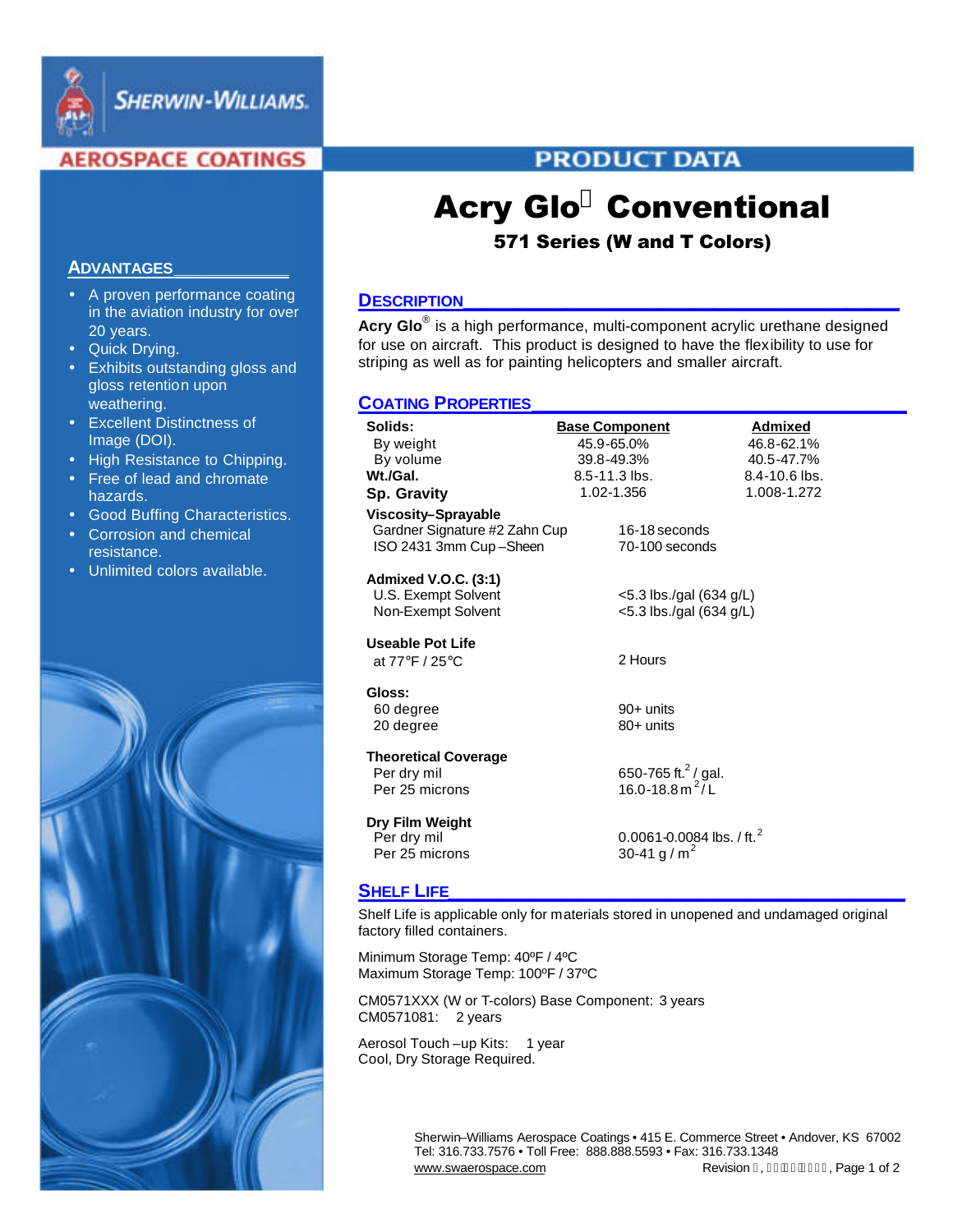Sherwin-Williams
AEROSPACE COATINGS

PRODUCT DATA

# Acry Glo Conventional

## 571 Series (W and T Colors)

## ADVANTAGES

- A proven performance coating in the aviation industry for over 20 years.
- Quick Drying.
- Exhibits outstanding gloss and gloss retention upon weathering.
- Excellent Distinctness of Image (DOI).
- High Resistance to Chipping.
- Free of lead and chromate hazards.
- Good Buffing Characteristics.
- Corrosion and chemical resistance.
- Unlimited colors available.

## DESCRIPTION

**Acry Glo**® is a high performance, multi-component acrylic urethane designed for use on aircraft. This product is designed to have the flexibility to use for striping as well as for painting helicopters and smaller aircraft.

## COATING PROPERTIES

| | Base Component | Admixed |
|---|---|---|
| **Solids:** | | |
| By weight | 45.9-65.0% | 46.8-62.1% |
| By volume | 39.8-49.3% | 40.5-47.7% |
| **Wt./Gal.** | 8.5-11.3 lbs. | 8.4-10.6 lbs. |
| **Sp. Gravity** | 1.02-1.356 | 1.008-1.272 |

**Viscosity–Sprayable**
Gardner Signature #2 Zahn Cup — 16-18 seconds
ISO 2431 3mm Cup – Sheen — 70-100 seconds

**Admixed V.O.C. (3:1)**
U.S. Exempt Solvent — <5.3 lbs./gal (634 g/L)
Non-Exempt Solvent — <5.3 lbs./gal (634 g/L)

**Useable Pot Life**
at 77°F / 25°C — 2 Hours

**Gloss:**
60 degree — 90+ units
20 degree — 80+ units

**Theoretical Coverage**
Per dry mil — 650-765 $ft.^2$ / gal.
Per 25 microns — 16.0-18.8 $m^2$ / L

**Dry Film Weight**
Per dry mil — 0.0061-0.0084 lbs. / $ft.^2$
Per 25 microns — 30-41 g / $m^2$

## SHELF LIFE

Shelf Life is applicable only for materials stored in unopened and undamaged original factory filled containers.

Minimum Storage Temp: 40ºF / 4ºC
Maximum Storage Temp: 100ºF / 37ºC

CM0571XXX (W or T-colors) Base Component: 3 years
CM0571081: 2 years

Aerosol Touch – up Kits: 1 year
Cool, Dry Storage Required.

Sherwin–Williams Aerospace Coatings • 415 E. Commerce Street • Andover, KS 67002
Tel: 316.733.7576 • Toll Free: 888.888.5593 • Fax: 316.733.1348
www.swaerospace.com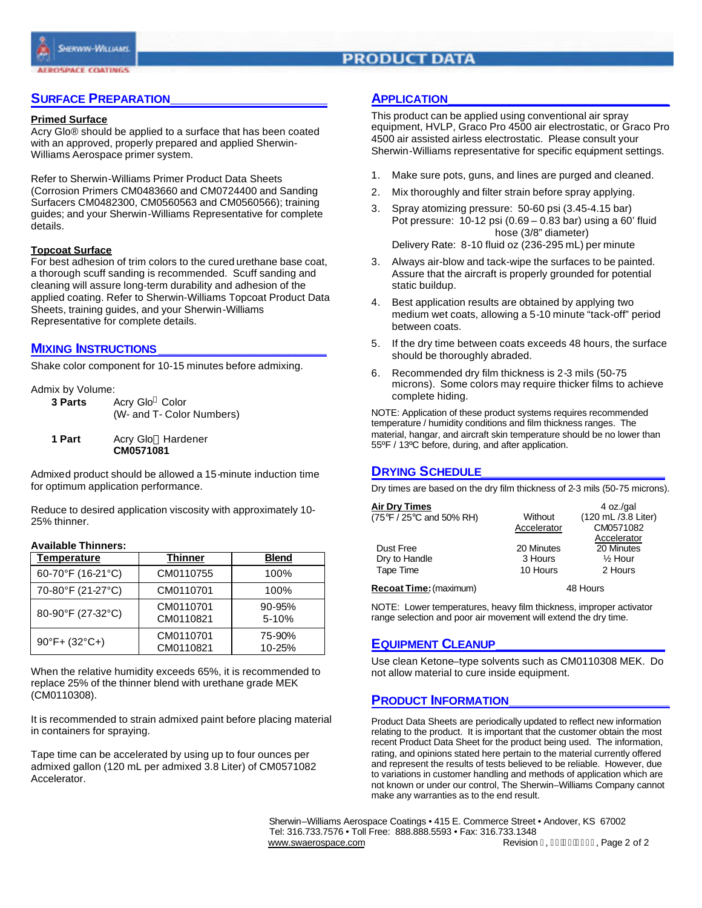## SURFACE PREPARATION

**Primed Surface**
Acry Glo® should be applied to a surface that has been coated with an approved, properly prepared and applied Sherwin-Williams Aerospace primer system.

Refer to Sherwin-Williams Primer Product Data Sheets (Corrosion Primers CM0483660 and CM0724400 and Sanding Surfacers CM0482300, CM0560563 and CM0560566); training guides; and your Sherwin-Williams Representative for complete details.

**Topcoat Surface**
For best adhesion of trim colors to the cured urethane base coat, a thorough scuff sanding is recommended. Scuff sanding and cleaning will assure long-term durability and adhesion of the applied coating. Refer to Sherwin-Williams Topcoat Product Data Sheets, training guides, and your Sherwin-Williams Representative for complete details.

## MIXING INSTRUCTIONS

Shake color component for 10-15 minutes before admixing.

Admix by Volume:

**3 Parts** Acry Glo Color (W- and T- Color Numbers)

**1 Part** Acry Glo Hardener **CM0571081**

Admixed product should be allowed a 15-minute induction time for optimum application performance.

Reduce to desired application viscosity with approximately 10-25% thinner.

**Available Thinners:**

| Temperature | Thinner | Blend |
|---|---|---|
| 60-70°F (16-21°C) | CM0110755 | 100% |
| 70-80°F (21-27°C) | CM0110701 | 100% |
| 80-90°F (27-32°C) | CM0110701<br>CM0110821 | 90-95%<br>5-10% |
| 90°F+ (32°C+) | CM0110701<br>CM0110821 | 75-90%<br>10-25% |

When the relative humidity exceeds 65%, it is recommended to replace 25% of the thinner blend with urethane grade MEK (CM0110308).

It is recommended to strain admixed paint before placing material in containers for spraying.

Tape time can be accelerated by using up to four ounces per admixed gallon (120 mL per admixed 3.8 Liter) of CM0571082 Accelerator.

## APPLICATION

This product can be applied using conventional air spray equipment, HVLP, Graco Pro 4500 air electrostatic, or Graco Pro 4500 air assisted airless electrostatic. Please consult your Sherwin-Williams representative for specific equipment settings.

1. Make sure pots, guns, and lines are purged and cleaned.
2. Mix thoroughly and filter strain before spray applying.
3. Spray atomizing pressure: 50-60 psi (3.45-4.15 bar)
   Pot pressure: 10-12 psi (0.69 – 0.83 bar) using a 60' fluid hose (3/8" diameter)
   Delivery Rate: 8-10 fluid oz (236-295 mL) per minute
3. Always air-blow and tack-wipe the surfaces to be painted. Assure that the aircraft is properly grounded for potential static buildup.
4. Best application results are obtained by applying two medium wet coats, allowing a 5-10 minute "tack-off" period between coats.
5. If the dry time between coats exceeds 48 hours, the surface should be thoroughly abraded.
6. Recommended dry film thickness is 2-3 mils (50-75 microns). Some colors may require thicker films to achieve complete hiding.

NOTE: Application of these product systems requires recommended temperature / humidity conditions and film thickness ranges. The material, hangar, and aircraft skin temperature should be no lower than 55ºF / 13ºC before, during, and after application.

## DRYING SCHEDULE

Dry times are based on the dry film thickness of 2-3 mils (50-75 microns).

| **Air Dry Times** (75°F / 25°C and 50% RH) | Without Accelerator | 4 oz./gal (120 mL /3.8 Liter) CM0571082 Accelerator |
|---|---|---|
| Dust Free | 20 Minutes | 20 Minutes |
| Dry to Handle | 3 Hours | ½ Hour |
| Tape Time | 10 Hours | 2 Hours |
| **Recoat Time:** (maximum) | 48 Hours | |

NOTE: Lower temperatures, heavy film thickness, improper activator range selection and poor air movement will extend the dry time.

## EQUIPMENT CLEANUP

Use clean Ketone–type solvents such as CM0110308 MEK. Do not allow material to cure inside equipment.

## PRODUCT INFORMATION

Product Data Sheets are periodically updated to reflect new information relating to the product. It is important that the customer obtain the most recent Product Data Sheet for the product being used. The information, rating, and opinions stated here pertain to the material currently offered and represent the results of tests believed to be reliable. However, due to variations in customer handling and methods of application which are not known or under our control, The Sherwin–Williams Company cannot make any warranties as to the end result.

Sherwin–Williams Aerospace Coatings • 415 E. Commerce Street • Andover, KS 67002
Tel: 316.733.7576 • Toll Free: 888.888.5593 • Fax: 316.733.1348
www.swaerospace.com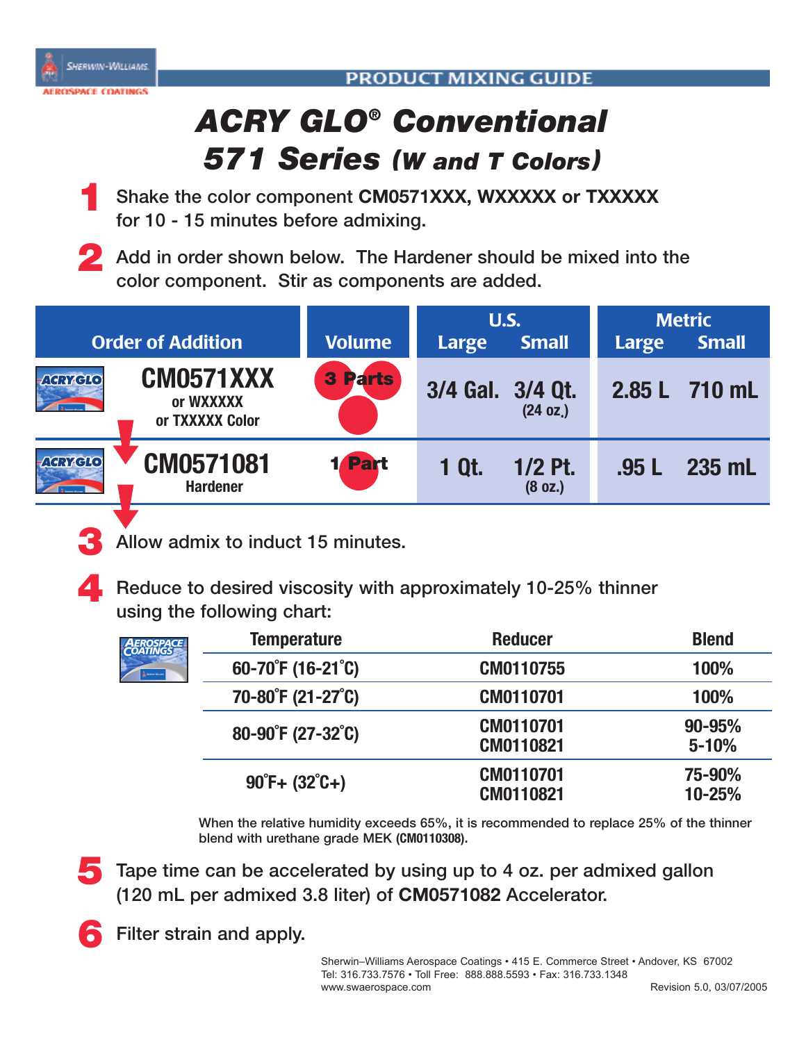PRODUCT MIXING GUIDE

# ACRY GLO® Conventional 571 Series (W and T Colors)

**1** Shake the color component **CM0571XXX, WXXXXX or TXXXXX** for 10 - 15 minutes before admixing.

**2** Add in order shown below. The Hardener should be mixed into the color component. Stir as components are added.

| Order of Addition | Volume | U.S. Large | U.S. Small | Metric Large | Metric Small |
|---|---|---|---|---|---|
| **CM0571XXX** or WXXXXX or TXXXXX Color | 3 Parts | 3/4 Gal. | 3/4 Qt. (24 oz.) | 2.85 L | 710 mL |
| **CM0571081** Hardener | 1 Part | 1 Qt. | 1/2 Pt. (8 oz.) | .95 L | 235 mL |

**3** Allow admix to induct 15 minutes.

**4** Reduce to desired viscosity with approximately 10-25% thinner using the following chart:

| Temperature | Reducer | Blend |
|---|---|---|
| 60-70°F (16-21°C) | CM0110755 | 100% |
| 70-80°F (21-27°C) | CM0110701 | 100% |
| 80-90°F (27-32°C) | CM0110701<br>CM0110821 | 90-95%<br>5-10% |
| 90°F+ (32°C+) | CM0110701<br>CM0110821 | 75-90%<br>10-25% |

When the relative humidity exceeds 65%, it is recommended to replace 25% of the thinner blend with urethane grade MEK **(CM0110308)**.

**5** Tape time can be accelerated by using up to 4 oz. per admixed gallon (120 mL per admixed 3.8 liter) of **CM0571082** Accelerator.

**6** Filter strain and apply.

Sherwin–Williams Aerospace Coatings • 415 E. Commerce Street • Andover, KS 67002
Tel: 316.733.7576 • Toll Free: 888.888.5593 • Fax: 316.733.1348
www.swaerospace.com

Revision 5.0, 03/07/2005